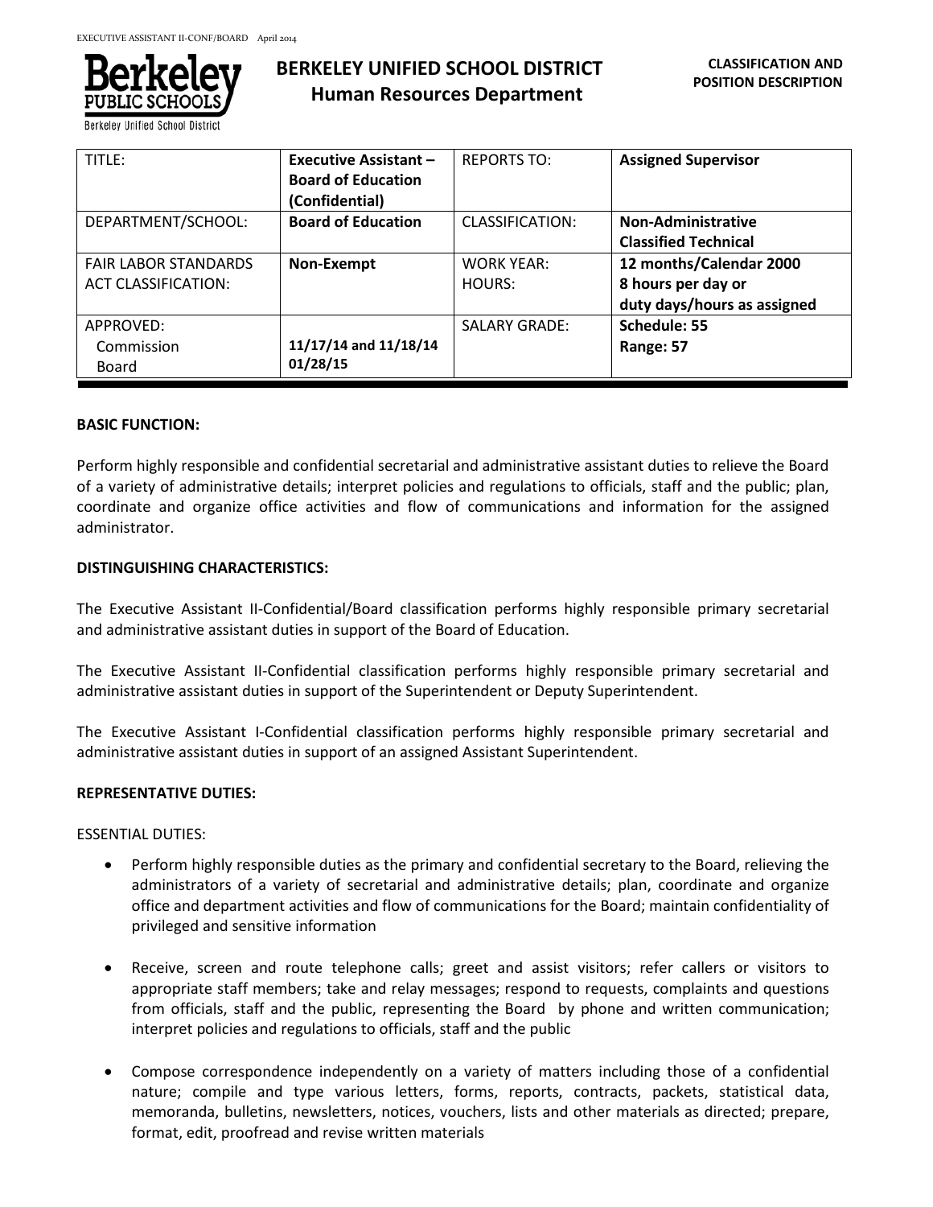# BERKELEY UNIFIED SCHOOL DISTRICT
## Human Resources Department

**CLASSIFICATION AND POSITION DESCRIPTION**

| TITLE: | **Executive Assistant – Board of Education (Confidential)** | REPORTS TO: | **Assigned Supervisor** |
|---|---|---|---|
| DEPARTMENT/SCHOOL: | **Board of Education** | CLASSIFICATION: | **Non-Administrative Classified Technical** |
| FAIR LABOR STANDARDS ACT CLASSIFICATION: | **Non-Exempt** | WORK YEAR: HOURS: | **12 months/Calendar 2000 8 hours per day or duty days/hours as assigned** |
| APPROVED: Commission Board | **11/17/14 and 11/18/14 01/28/15** | SALARY GRADE: | **Schedule: 55 Range: 57** |

**BASIC FUNCTION:**

Perform highly responsible and confidential secretarial and administrative assistant duties to relieve the Board of a variety of administrative details; interpret policies and regulations to officials, staff and the public; plan, coordinate and organize office activities and flow of communications and information for the assigned administrator.

**DISTINGUISHING CHARACTERISTICS:**

The Executive Assistant II-Confidential/Board classification performs highly responsible primary secretarial and administrative assistant duties in support of the Board of Education.

The Executive Assistant II-Confidential classification performs highly responsible primary secretarial and administrative assistant duties in support of the Superintendent or Deputy Superintendent.

The Executive Assistant I-Confidential classification performs highly responsible primary secretarial and administrative assistant duties in support of an assigned Assistant Superintendent.

**REPRESENTATIVE DUTIES:**

ESSENTIAL DUTIES:

- Perform highly responsible duties as the primary and confidential secretary to the Board, relieving the administrators of a variety of secretarial and administrative details; plan, coordinate and organize office and department activities and flow of communications for the Board; maintain confidentiality of privileged and sensitive information

- Receive, screen and route telephone calls; greet and assist visitors; refer callers or visitors to appropriate staff members; take and relay messages; respond to requests, complaints and questions from officials, staff and the public, representing the Board by phone and written communication; interpret policies and regulations to officials, staff and the public

- Compose correspondence independently on a variety of matters including those of a confidential nature; compile and type various letters, forms, reports, contracts, packets, statistical data, memoranda, bulletins, newsletters, notices, vouchers, lists and other materials as directed; prepare, format, edit, proofread and revise written materials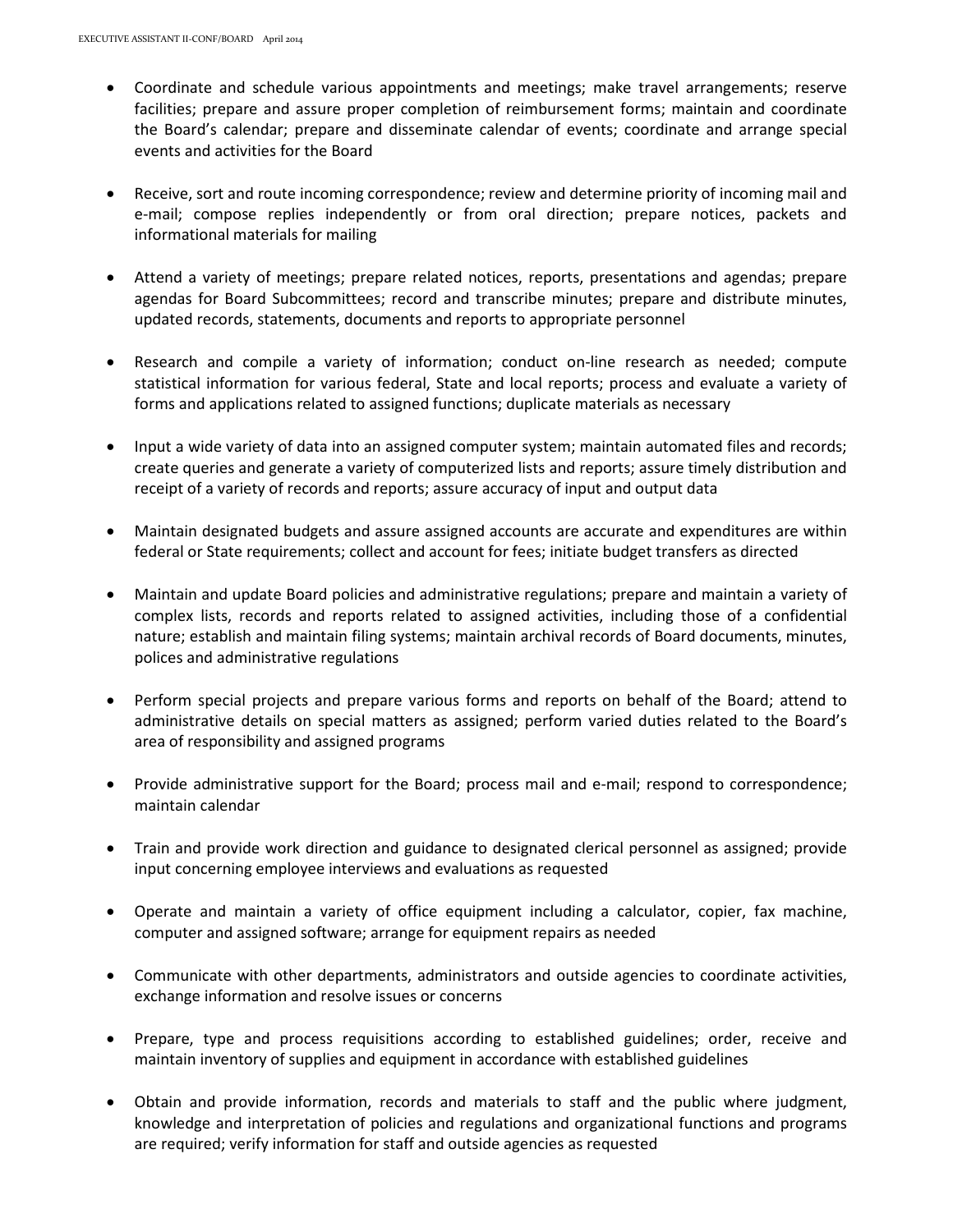- Coordinate and schedule various appointments and meetings; make travel arrangements; reserve facilities; prepare and assure proper completion of reimbursement forms; maintain and coordinate the Board's calendar; prepare and disseminate calendar of events; coordinate and arrange special events and activities for the Board

- Receive, sort and route incoming correspondence; review and determine priority of incoming mail and e-mail; compose replies independently or from oral direction; prepare notices, packets and informational materials for mailing

- Attend a variety of meetings; prepare related notices, reports, presentations and agendas; prepare agendas for Board Subcommittees; record and transcribe minutes; prepare and distribute minutes, updated records, statements, documents and reports to appropriate personnel

- Research and compile a variety of information; conduct on-line research as needed; compute statistical information for various federal, State and local reports; process and evaluate a variety of forms and applications related to assigned functions; duplicate materials as necessary

- Input a wide variety of data into an assigned computer system; maintain automated files and records; create queries and generate a variety of computerized lists and reports; assure timely distribution and receipt of a variety of records and reports; assure accuracy of input and output data

- Maintain designated budgets and assure assigned accounts are accurate and expenditures are within federal or State requirements; collect and account for fees; initiate budget transfers as directed

- Maintain and update Board policies and administrative regulations; prepare and maintain a variety of complex lists, records and reports related to assigned activities, including those of a confidential nature; establish and maintain filing systems; maintain archival records of Board documents, minutes, polices and administrative regulations

- Perform special projects and prepare various forms and reports on behalf of the Board; attend to administrative details on special matters as assigned; perform varied duties related to the Board's area of responsibility and assigned programs

- Provide administrative support for the Board; process mail and e-mail; respond to correspondence; maintain calendar

- Train and provide work direction and guidance to designated clerical personnel as assigned; provide input concerning employee interviews and evaluations as requested

- Operate and maintain a variety of office equipment including a calculator, copier, fax machine, computer and assigned software; arrange for equipment repairs as needed

- Communicate with other departments, administrators and outside agencies to coordinate activities, exchange information and resolve issues or concerns

- Prepare, type and process requisitions according to established guidelines; order, receive and maintain inventory of supplies and equipment in accordance with established guidelines

- Obtain and provide information, records and materials to staff and the public where judgment, knowledge and interpretation of policies and regulations and organizational functions and programs are required; verify information for staff and outside agencies as requested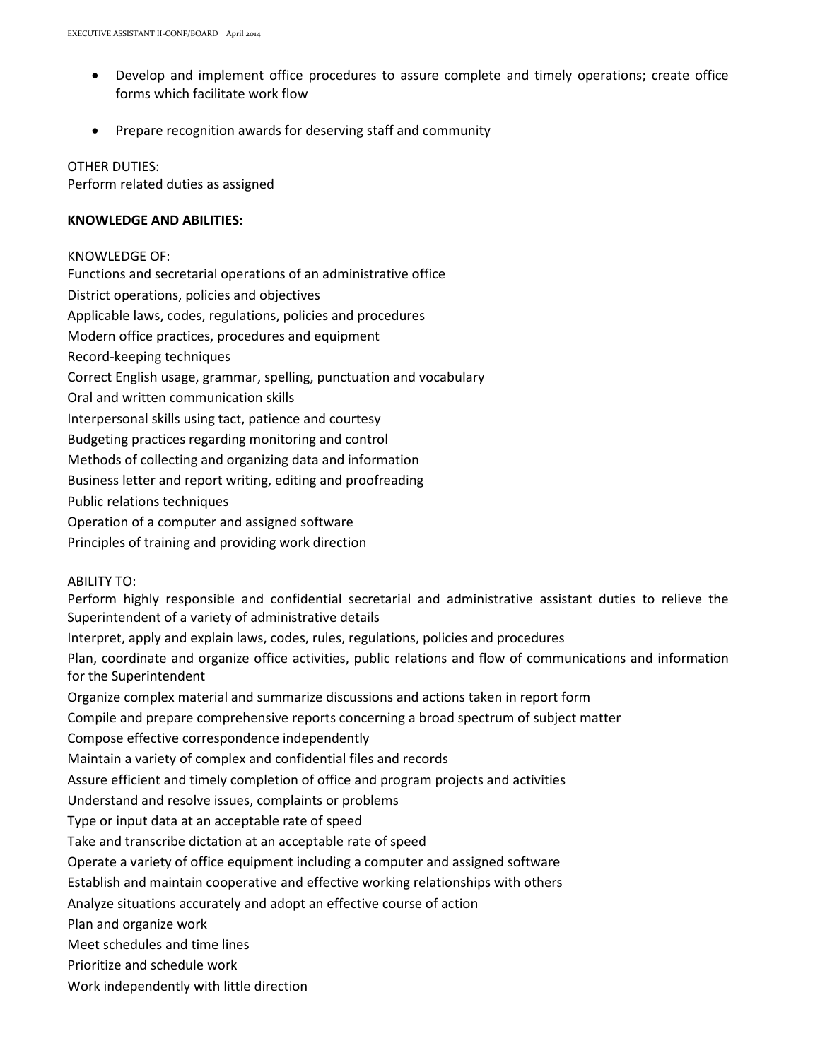- Develop and implement office procedures to assure complete and timely operations; create office forms which facilitate work flow

- Prepare recognition awards for deserving staff and community

OTHER DUTIES:
Perform related duties as assigned

**KNOWLEDGE AND ABILITIES:**

KNOWLEDGE OF:
Functions and secretarial operations of an administrative office
District operations, policies and objectives
Applicable laws, codes, regulations, policies and procedures
Modern office practices, procedures and equipment
Record-keeping techniques
Correct English usage, grammar, spelling, punctuation and vocabulary
Oral and written communication skills
Interpersonal skills using tact, patience and courtesy
Budgeting practices regarding monitoring and control
Methods of collecting and organizing data and information
Business letter and report writing, editing and proofreading
Public relations techniques
Operation of a computer and assigned software
Principles of training and providing work direction

ABILITY TO:
Perform highly responsible and confidential secretarial and administrative assistant duties to relieve the Superintendent of a variety of administrative details
Interpret, apply and explain laws, codes, rules, regulations, policies and procedures
Plan, coordinate and organize office activities, public relations and flow of communications and information for the Superintendent
Organize complex material and summarize discussions and actions taken in report form
Compile and prepare comprehensive reports concerning a broad spectrum of subject matter
Compose effective correspondence independently
Maintain a variety of complex and confidential files and records
Assure efficient and timely completion of office and program projects and activities
Understand and resolve issues, complaints or problems
Type or input data at an acceptable rate of speed
Take and transcribe dictation at an acceptable rate of speed
Operate a variety of office equipment including a computer and assigned software
Establish and maintain cooperative and effective working relationships with others
Analyze situations accurately and adopt an effective course of action
Plan and organize work
Meet schedules and time lines
Prioritize and schedule work
Work independently with little direction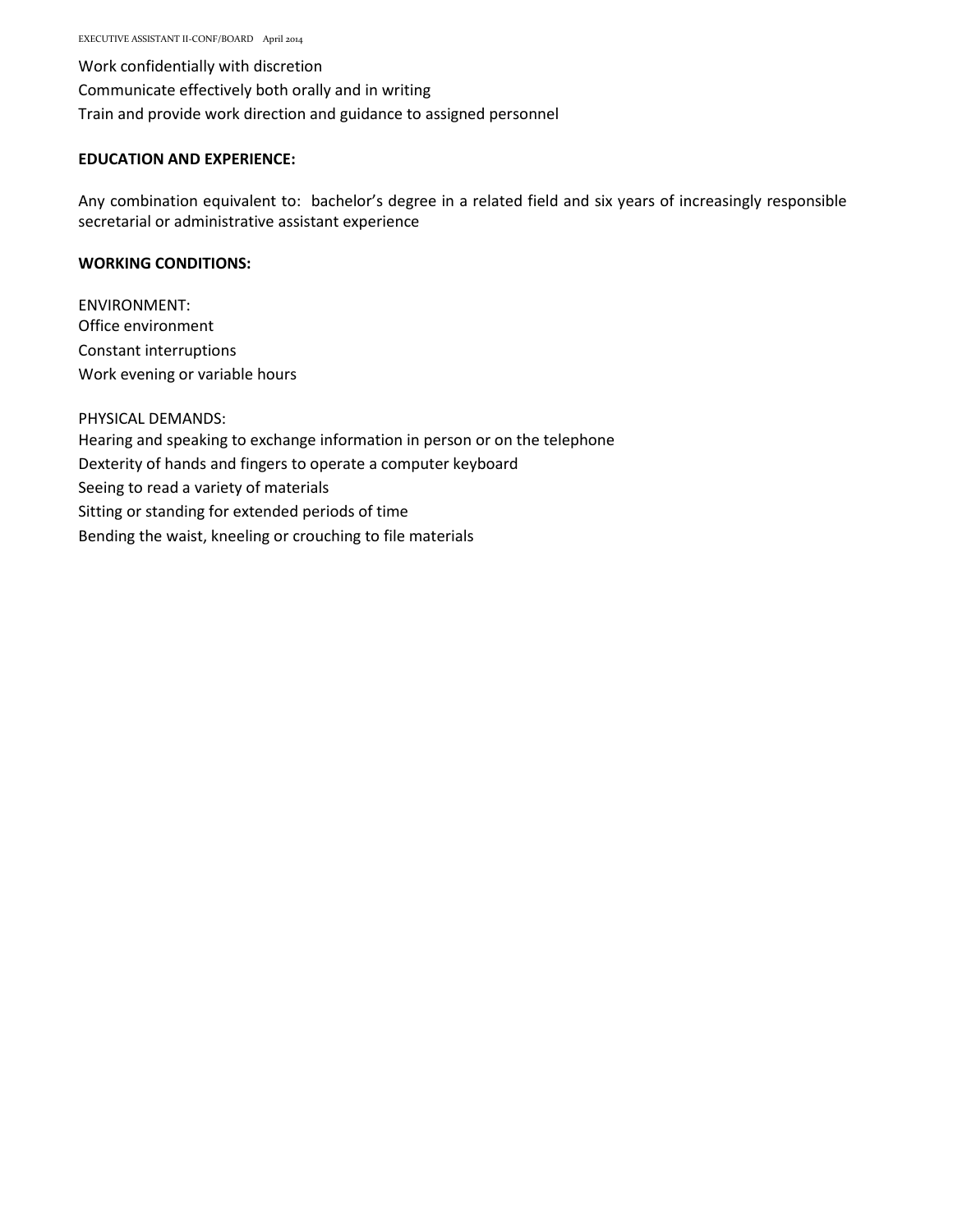Work confidentially with discretion
Communicate effectively both orally and in writing
Train and provide work direction and guidance to assigned personnel

**EDUCATION AND EXPERIENCE:**

Any combination equivalent to: bachelor's degree in a related field and six years of increasingly responsible secretarial or administrative assistant experience

**WORKING CONDITIONS:**

ENVIRONMENT:
Office environment
Constant interruptions
Work evening or variable hours

PHYSICAL DEMANDS:
Hearing and speaking to exchange information in person or on the telephone
Dexterity of hands and fingers to operate a computer keyboard
Seeing to read a variety of materials
Sitting or standing for extended periods of time
Bending the waist, kneeling or crouching to file materials